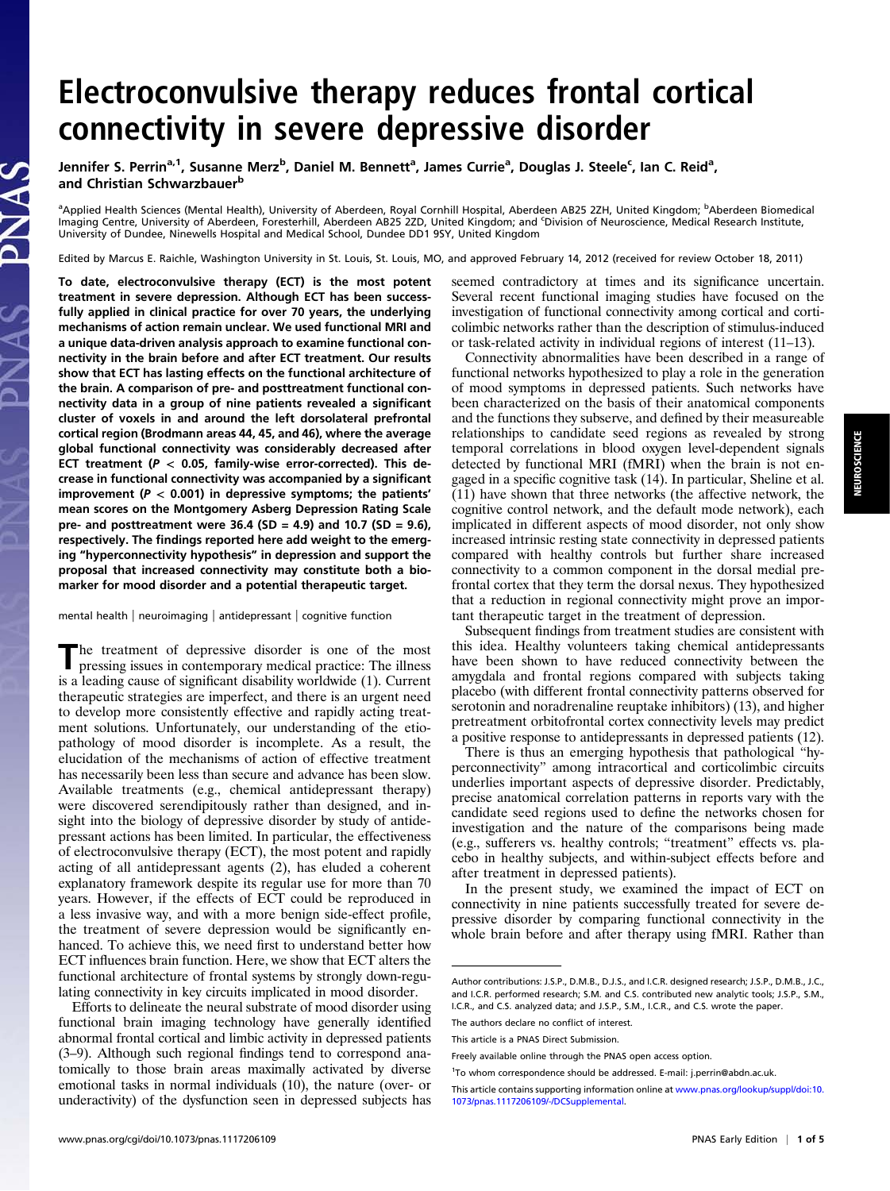# Electroconvulsive therapy reduces frontal cortical connectivity in severe depressive disorder

Jennifer S. Perrin[a,1], Susanne Merz[b], Daniel M. Bennett[a], James Currie[a], Douglas J. Steele[c], Ian C. Reid[a], and Christian Schwarzbauer[b]

[a]Applied Health Sciences (Mental Health), University of Aberdeen, Royal Cornhill Hospital, Aberdeen AB25 2ZH, United Kingdom; [b]Aberdeen Biomedical Imaging Centre, University of Aberdeen, Foresterhill, Aberdeen AB25 2ZD, United Kingdom; and [c]Division of Neuroscience, Medical Research Institute, University of Dundee, Ninewells Hospital and Medical School, Dundee DD1 9SY, United Kingdom

Edited by Marcus E. Raichle, Washington University in St. Louis, St. Louis, MO, and approved February 14, 2012 (received for review October 18, 2011)

**To date, electroconvulsive therapy (ECT) is the most potent treatment in severe depression. Although ECT has been successfully applied in clinical practice for over 70 years, the underlying mechanisms of action remain unclear. We used functional MRI and a unique data-driven analysis approach to examine functional connectivity in the brain before and after ECT treatment. Our results show that ECT has lasting effects on the functional architecture of the brain. A comparison of pre- and posttreatment functional connectivity data in a group of nine patients revealed a significant cluster of voxels in and around the left dorsolateral prefrontal cortical region (Brodmann areas 44, 45, and 46), where the average global functional connectivity was considerably decreased after ECT treatment ($P < 0.05$, family-wise error-corrected). This decrease in functional connectivity was accompanied by a significant improvement ($P < 0.001$) in depressive symptoms; the patients' mean scores on the Montgomery Asberg Depression Rating Scale pre- and posttreatment were 36.4 (SD = 4.9) and 10.7 (SD = 9.6), respectively. The findings reported here add weight to the emerging "hyperconnectivity hypothesis" in depression and support the proposal that increased connectivity may constitute both a biomarker for mood disorder and a potential therapeutic target.**

mental health | neuroimaging | antidepressant | cognitive function

The treatment of depressive disorder is one of the most pressing issues in contemporary medical practice: The illness is a leading cause of significant disability worldwide (1). Current therapeutic strategies are imperfect, and there is an urgent need to develop more consistently effective and rapidly acting treatment solutions. Unfortunately, our understanding of the etiopathology of mood disorder is incomplete. As a result, the elucidation of the mechanisms of action of effective treatment has necessarily been less than secure and advance has been slow. Available treatments (e.g., chemical antidepressant therapy) were discovered serendipitously rather than designed, and insight into the biology of depressive disorder by study of antidepressant actions has been limited. In particular, the effectiveness of electroconvulsive therapy (ECT), the most potent and rapidly acting of all antidepressant agents (2), has eluded a coherent explanatory framework despite its regular use for more than 70 years. However, if the effects of ECT could be reproduced in a less invasive way, and with a more benign side-effect profile, the treatment of severe depression would be significantly enhanced. To achieve this, we need first to understand better how ECT influences brain function. Here, we show that ECT alters the functional architecture of frontal systems by strongly down-regulating connectivity in key circuits implicated in mood disorder.

Efforts to delineate the neural substrate of mood disorder using functional brain imaging technology have generally identified abnormal frontal cortical and limbic activity in depressed patients (3–9). Although such regional findings tend to correspond anatomically to those brain areas maximally activated by diverse emotional tasks in normal individuals (10), the nature (over- or underactivity) of the dysfunction seen in depressed subjects has seemed contradictory at times and its significance uncertain. Several recent functional imaging studies have focused on the investigation of functional connectivity among cortical and corticolimbic networks rather than the description of stimulus-induced or task-related activity in individual regions of interest (11–13).

Connectivity abnormalities have been described in a range of functional networks hypothesized to play a role in the generation of mood symptoms in depressed patients. Such networks have been characterized on the basis of their anatomical components and the functions they subserve, and defined by their measureable relationships to candidate seed regions as revealed by strong temporal correlations in blood oxygen level-dependent signals detected by functional MRI (fMRI) when the brain is not engaged in a specific cognitive task (14). In particular, Sheline et al. (11) have shown that three networks (the affective network, the cognitive control network, and the default mode network), each implicated in different aspects of mood disorder, not only show increased intrinsic resting state connectivity in depressed patients compared with healthy controls but further share increased connectivity to a common component in the dorsal medial prefrontal cortex that they term the dorsal nexus. They hypothesized that a reduction in regional connectivity might prove an important therapeutic target in the treatment of depression.

Subsequent findings from treatment studies are consistent with this idea. Healthy volunteers taking chemical antidepressants have been shown to have reduced connectivity between the amygdala and frontal regions compared with subjects taking placebo (with different frontal connectivity patterns observed for serotonin and noradrenaline reuptake inhibitors) (13), and higher pretreatment orbitofrontal cortex connectivity levels may predict a positive response to antidepressants in depressed patients (12).

There is thus an emerging hypothesis that pathological "hyperconnectivity" among intracortical and corticolimbic circuits underlies important aspects of depressive disorder. Predictably, precise anatomical correlation patterns in reports vary with the candidate seed regions used to define the networks chosen for investigation and the nature of the comparisons being made (e.g., sufferers vs. healthy controls; "treatment" effects vs. placebo in healthy subjects, and within-subject effects before and after treatment in depressed patients).

In the present study, we examined the impact of ECT on connectivity in nine patients successfully treated for severe depressive disorder by comparing functional connectivity in the whole brain before and after therapy using fMRI. Rather than

Author contributions: J.S.P., D.M.B., D.J.S., and I.C.R. designed research; J.S.P., D.M.B., J.C., and I.C.R. performed research; S.M. and C.S. contributed new analytic tools; J.S.P., S.M., I.C.R., and C.S. analyzed data; and J.S.P., S.M., I.C.R., and C.S. wrote the paper.

The authors declare no conflict of interest.

This article is a PNAS Direct Submission.

Freely available online through the PNAS open access option.

[1]To whom correspondence should be addressed. E-mail: j.perrin@abdn.ac.uk.

This article contains supporting information online at www.pnas.org/lookup/suppl/doi:10.1073/pnas.1117206109/-/DCSupplemental.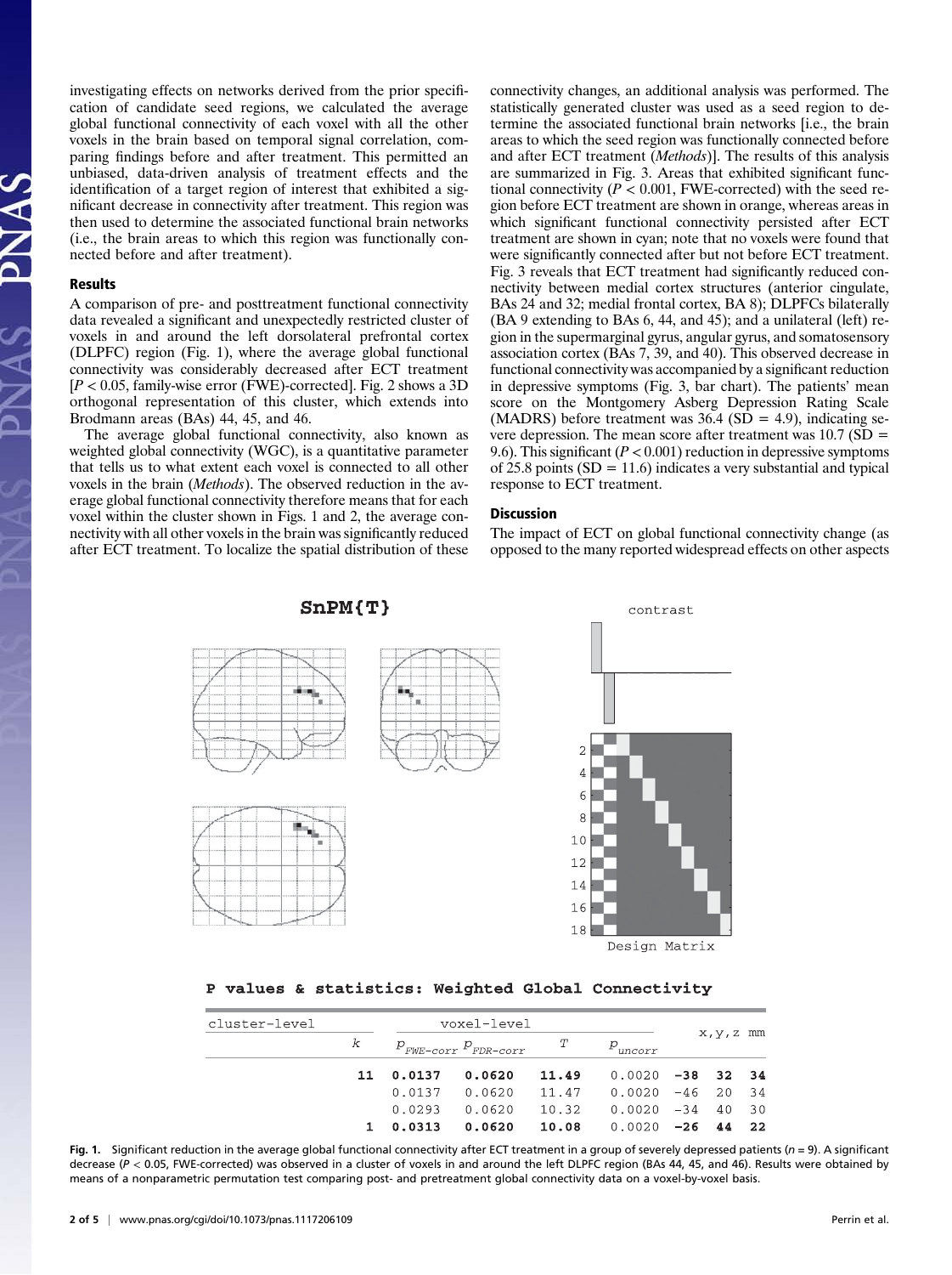investigating effects on networks derived from the prior specification of candidate seed regions, we calculated the average global functional connectivity of each voxel with all the other voxels in the brain based on temporal signal correlation, comparing findings before and after treatment. This permitted an unbiased, data-driven analysis of treatment effects and the identification of a target region of interest that exhibited a significant decrease in connectivity after treatment. This region was then used to determine the associated functional brain networks (i.e., the brain areas to which this region was functionally connected before and after treatment).

## Results

A comparison of pre- and posttreatment functional connectivity data revealed a significant and unexpectedly restricted cluster of voxels in and around the left dorsolateral prefrontal cortex (DLPFC) region (Fig. 1), where the average global functional connectivity was considerably decreased after ECT treatment [$P < 0.05$, family-wise error (FWE)-corrected]. Fig. 2 shows a 3D orthogonal representation of this cluster, which extends into Brodmann areas (BAs) 44, 45, and 46.

The average global functional connectivity, also known as weighted global connectivity (WGC), is a quantitative parameter that tells us to what extent each voxel is connected to all other voxels in the brain (*Methods*). The observed reduction in the average global functional connectivity therefore means that for each voxel within the cluster shown in Figs. 1 and 2, the average connectivity with all other voxels in the brain was significantly reduced after ECT treatment. To localize the spatial distribution of these connectivity changes, an additional analysis was performed. The statistically generated cluster was used as a seed region to determine the associated functional brain networks [i.e., the brain areas to which the seed region was functionally connected before and after ECT treatment (*Methods*)]. The results of this analysis are summarized in Fig. 3. Areas that exhibited significant functional connectivity ($P < 0.001$, FWE-corrected) with the seed region before ECT treatment are shown in orange, whereas areas in which significant functional connectivity persisted after ECT treatment are shown in cyan; note that no voxels were found that were significantly connected after but not before ECT treatment. Fig. 3 reveals that ECT treatment had significantly reduced connectivity between medial cortex structures (anterior cingulate, BAs 24 and 32; medial frontal cortex, BA 8); DLPFCs bilaterally (BA 9 extending to BAs 6, 44, and 45); and a unilateral (left) region in the supramarginal gyrus, angular gyrus, and somatosensory association cortex (BAs 7, 39, and 40). This observed decrease in functional connectivity was accompanied by a significant reduction in depressive symptoms (Fig. 3, bar chart). The patients' mean score on the Montgomery Asberg Depression Rating Scale (MADRS) before treatment was 36.4 (SD = 4.9), indicating severe depression. The mean score after treatment was 10.7 (SD = 9.6). This significant ($P < 0.001$) reduction in depressive symptoms of 25.8 points (SD = 11.6) indicates a very substantial and typical response to ECT treatment.

## Discussion

The impact of ECT on global functional connectivity change (as opposed to the many reported widespread effects on other aspects

**P values & statistics: Weighted Global Connectivity**

| cluster-level $k$ | voxel-level $P_{FWE\text{-}corr}$ | $P_{FDR\text{-}corr}$ | $T$ | $P_{uncorr}$ | x,y,z mm | | |
|---|---|---|---|---|---|---|---|
| **11** | **0.0137** | **0.0620** | **11.49** | 0.0020 | **−38** | **32** | **34** |
| | 0.0137 | 0.0620 | 11.47 | 0.0020 | −46 | 20 | 34 |
| | 0.0293 | 0.0620 | 10.32 | 0.0020 | −34 | 40 | 30 |
| **1** | **0.0313** | **0.0620** | **10.08** | 0.0020 | **−26** | **44** | **22** |

**Fig. 1.** Significant reduction in the average global functional connectivity after ECT treatment in a group of severely depressed patients ($n = 9$). A significant decrease ($P < 0.05$, FWE-corrected) was observed in a cluster of voxels in and around the left DLPFC region (BAs 44, 45, and 46). Results were obtained by means of a nonparametric permutation test comparing post- and pretreatment global connectivity data on a voxel-by-voxel basis.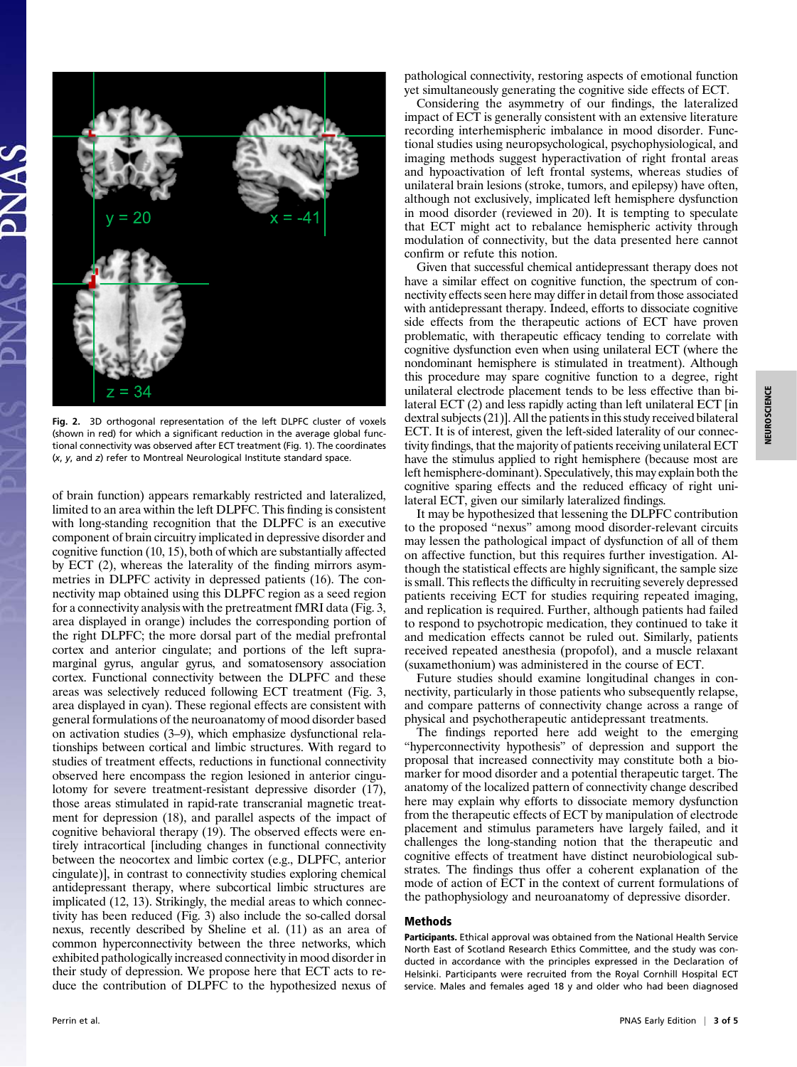Fig. 2. 3D orthogonal representation of the left DLPFC cluster of voxels (shown in red) for which a significant reduction in the average global functional connectivity was observed after ECT treatment (Fig. 1). The coordinates (*x*, *y*, and *z*) refer to Montreal Neurological Institute standard space.

of brain function) appears remarkably restricted and lateralized, limited to an area within the left DLPFC. This finding is consistent with long-standing recognition that the DLPFC is an executive component of brain circuitry implicated in depressive disorder and cognitive function (10, 15), both of which are substantially affected by ECT (2), whereas the laterality of the finding mirrors asymmetries in DLPFC activity in depressed patients (16). The connectivity map obtained using this DLPFC region as a seed region for a connectivity analysis with the pretreatment fMRI data (Fig. 3, area displayed in orange) includes the corresponding portion of the right DLPFC; the more dorsal part of the medial prefrontal cortex and anterior cingulate; and portions of the left supramarginal gyrus, angular gyrus, and somatosensory association cortex. Functional connectivity between the DLPFC and these areas was selectively reduced following ECT treatment (Fig. 3, area displayed in cyan). These regional effects are consistent with general formulations of the neuroanatomy of mood disorder based on activation studies (3–9), which emphasize dysfunctional relationships between cortical and limbic structures. With regard to studies of treatment effects, reductions in functional connectivity observed here encompass the region lesioned in anterior cingulotomy for severe treatment-resistant depressive disorder (17), those areas stimulated in rapid-rate transcranial magnetic treatment for depression (18), and parallel aspects of the impact of cognitive behavioral therapy (19). The observed effects were entirely intracortical [including changes in functional connectivity between the neocortex and limbic cortex (e.g., DLPFC, anterior cingulate)], in contrast to connectivity studies exploring chemical antidepressant therapy, where subcortical limbic structures are implicated (12, 13). Strikingly, the medial areas to which connectivity has been reduced (Fig. 3) also include the so-called dorsal nexus, recently described by Sheline et al. (11) as an area of common hyperconnectivity between the three networks, which exhibited pathologically increased connectivity in mood disorder in their study of depression. We propose here that ECT acts to reduce the contribution of DLPFC to the hypothesized nexus of pathological connectivity, restoring aspects of emotional function yet simultaneously generating the cognitive side effects of ECT.

Considering the asymmetry of our findings, the lateralized impact of ECT is generally consistent with an extensive literature recording interhemispheric imbalance in mood disorder. Functional studies using neuropsychological, psychophysiological, and imaging methods suggest hyperactivation of right frontal areas and hypoactivation of left frontal systems, whereas studies of unilateral brain lesions (stroke, tumors, and epilepsy) have often, although not exclusively, implicated left hemisphere dysfunction in mood disorder (reviewed in 20). It is tempting to speculate that ECT might act to rebalance hemispheric activity through modulation of connectivity, but the data presented here cannot confirm or refute this notion.

Given that successful chemical antidepressant therapy does not have a similar effect on cognitive function, the spectrum of connectivity effects seen here may differ in detail from those associated with antidepressant therapy. Indeed, efforts to dissociate cognitive side effects from the therapeutic actions of ECT have proven problematic, with therapeutic efficacy tending to correlate with cognitive dysfunction even when using unilateral ECT (where the nondominant hemisphere is stimulated in treatment). Although this procedure may spare cognitive function to a degree, right unilateral electrode placement tends to be less effective than bilateral ECT (2) and less rapidly acting than left unilateral ECT [in dextral subjects (21)]. All the patients in this study received bilateral ECT. It is of interest, given the left-sided laterality of our connectivity findings, that the majority of patients receiving unilateral ECT have the stimulus applied to right hemisphere (because most are left hemisphere-dominant). Speculatively, this may explain both the cognitive sparing effects and the reduced efficacy of right unilateral ECT, given our similarly lateralized findings.

It may be hypothesized that lessening the DLPFC contribution to the proposed "nexus" among mood disorder-relevant circuits may lessen the pathological impact of dysfunction of all of them on affective function, but this requires further investigation. Although the statistical effects are highly significant, the sample size is small. This reflects the difficulty in recruiting severely depressed patients receiving ECT for studies requiring repeated imaging, and replication is required. Further, although patients had failed to respond to psychotropic medication, they continued to take it and medication effects cannot be ruled out. Similarly, patients received repeated anesthesia (propofol), and a muscle relaxant (suxamethonium) was administered in the course of ECT.

Future studies should examine longitudinal changes in connectivity, particularly in those patients who subsequently relapse, and compare patterns of connectivity change across a range of physical and psychotherapeutic antidepressant treatments.

The findings reported here add weight to the emerging "hyperconnectivity hypothesis" of depression and support the proposal that increased connectivity may constitute both a biomarker for mood disorder and a potential therapeutic target. The anatomy of the localized pattern of connectivity change described here may explain why efforts to dissociate memory dysfunction from the therapeutic effects of ECT by manipulation of electrode placement and stimulus parameters have largely failed, and it challenges the long-standing notion that the therapeutic and cognitive effects of treatment have distinct neurobiological substrates. The findings thus offer a coherent explanation of the mode of action of ECT in the context of current formulations of the pathophysiology and neuroanatomy of depressive disorder.

## Methods

**Participants.** Ethical approval was obtained from the National Health Service North East of Scotland Research Ethics Committee, and the study was conducted in accordance with the principles expressed in the Declaration of Helsinki. Participants were recruited from the Royal Cornhill Hospital ECT service. Males and females aged 18 y and older who had been diagnosed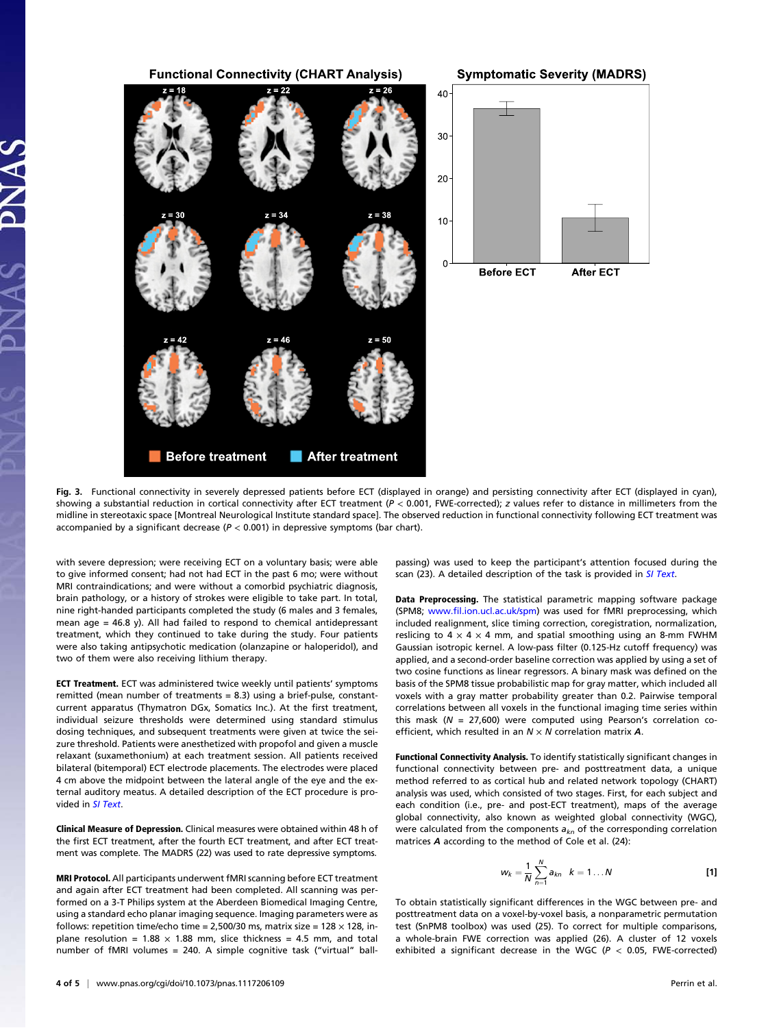Fig. 3. Functional connectivity in severely depressed patients before ECT (displayed in orange) and persisting connectivity after ECT (displayed in cyan), showing a substantial reduction in cortical connectivity after ECT treatment ($P < 0.001$, FWE-corrected); $z$ values refer to distance in millimeters from the midline in stereotactic space [Montreal Neurological Institute standard space]. The observed reduction in functional connectivity following ECT treatment was accompanied by a significant decrease ($P < 0.001$) in depressive symptoms (bar chart).

with severe depression; were receiving ECT on a voluntary basis; were able to give informed consent; had not had ECT in the past 6 mo; were without MRI contraindications; and were without a comorbid psychiatric diagnosis, brain pathology, or a history of strokes were eligible to take part. In total, nine right-handed participants completed the study (6 males and 3 females, mean age = 46.8 y). All had failed to respond to chemical antidepressant treatment, which they continued to take during the study. Four patients were also taking antipsychotic medication (olanzapine or haloperidol), and two of them were also receiving lithium therapy.

**ECT Treatment.** ECT was administered twice weekly until patients' symptoms remitted (mean number of treatments = 8.3) using a brief-pulse, constant-current apparatus (Thymatron DGx, Somatics Inc.). At the first treatment, individual seizure thresholds were determined using standard stimulus dosing techniques, and subsequent treatments were given at twice the seizure threshold. Patients were anesthetized with propofol and given a muscle relaxant (suxamethonium) at each treatment session. All patients received bilateral (bitemporal) ECT electrode placements. The electrodes were placed 4 cm above the midpoint between the lateral angle of the eye and the external auditory meatus. A detailed description of the ECT procedure is provided in *SI Text*.

**Clinical Measure of Depression.** Clinical measures were obtained within 48 h of the first ECT treatment, after the fourth ECT treatment, and after ECT treatment was complete. The MADRS (22) was used to rate depressive symptoms.

**MRI Protocol.** All participants underwent fMRI scanning before ECT treatment and again after ECT treatment had been completed. All scanning was performed on a 3-T Philips system at the Aberdeen Biomedical Imaging Centre, using a standard echo planar imaging sequence. Imaging parameters were as follows: repetition time/echo time = 2,500/30 ms, matrix size = 128 × 128, in-plane resolution = 1.88 × 1.88 mm, slice thickness = 4.5 mm, and total number of fMRI volumes = 240. A simple cognitive task ("virtual" ball-passing) was used to keep the participant's attention focused during the scan (23). A detailed description of the task is provided in *SI Text*.

**Data Preprocessing.** The statistical parametric mapping software package (SPM8; www.fil.ion.ucl.ac.uk/spm) was used for fMRI preprocessing, which included realignment, slice timing correction, coregistration, normalization, reslicing to 4 × 4 × 4 mm, and spatial smoothing using an 8-mm FWHM Gaussian isotropic kernel. A low-pass filter (0.125-Hz cutoff frequency) was applied, and a second-order baseline correction was applied by using a set of two cosine functions as linear regressors. A binary mask was defined on the basis of the SPM8 tissue probabilistic map for gray matter, which included all voxels with a gray matter probability greater than 0.2. Pairwise temporal correlations between all voxels in the functional imaging time series within this mask ($N$ = 27,600) were computed using Pearson's correlation coefficient, which resulted in an $N \times N$ correlation matrix $\boldsymbol{A}$.

**Functional Connectivity Analysis.** To identify statistically significant changes in functional connectivity between pre- and posttreatment data, a unique method referred to as cortical hub and related network topology (CHART) analysis was used, which consisted of two stages. First, for each subject and each condition (i.e., pre- and post-ECT treatment), maps of the average global connectivity, also known as weighted global connectivity (WGC), were calculated from the components $a_{kn}$ of the corresponding correlation matrices $\boldsymbol{A}$ according to the method of Cole et al. (24):

$$w_k = \frac{1}{N}\sum_{n=1}^{N} a_{kn} \quad k = 1 \ldots N \qquad [1]$$

To obtain statistically significant differences in the WGC between pre- and posttreatment data on a voxel-by-voxel basis, a nonparametric permutation test (SnPM8 toolbox) was used (25). To correct for multiple comparisons, a whole-brain FWE correction was applied (26). A cluster of 12 voxels exhibited a significant decrease in the WGC ($P < 0.05$, FWE-corrected)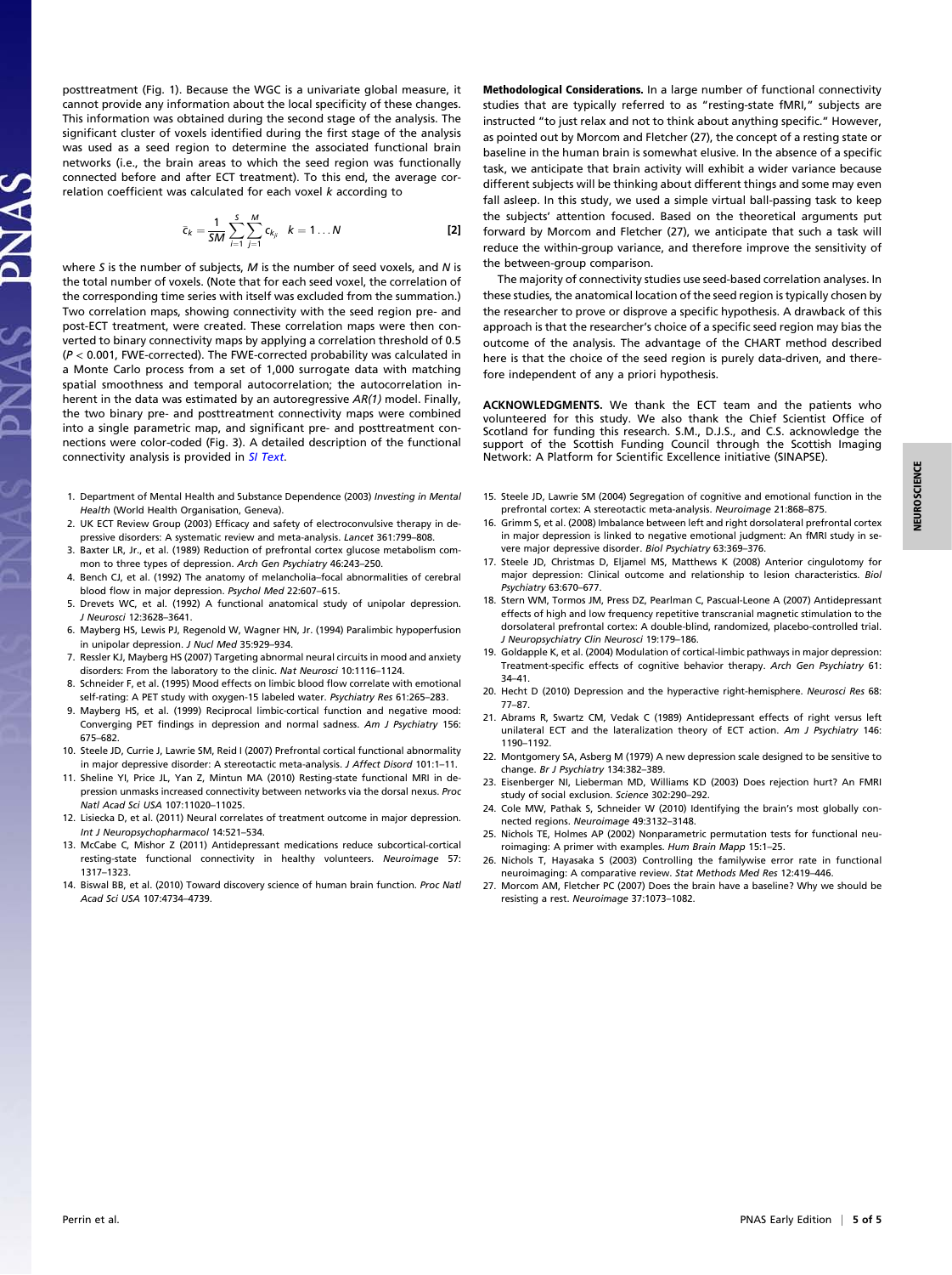posttreatment (Fig. 1). Because the WGC is a univariate global measure, it cannot provide any information about the local specificity of these changes. This information was obtained during the second stage of the analysis. The significant cluster of voxels identified during the first stage of the analysis was used as a seed region to determine the associated functional brain networks (i.e., the brain areas to which the seed region was functionally connected before and after ECT treatment). To this end, the average correlation coefficient was calculated for each voxel $k$ according to

$$\bar{c}_k = \frac{1}{SM}\sum_{i=1}^{S}\sum_{j=1}^{M} c_{k_{ji}} \quad k = 1 \ldots N \qquad [2]$$

where $S$ is the number of subjects, $M$ is the number of seed voxels, and $N$ is the total number of voxels. (Note that for each seed voxel, the correlation of the corresponding time series with itself was excluded from the summation.) Two correlation maps, showing connectivity with the seed region pre- and post-ECT treatment, were created. These correlation maps were then converted to binary connectivity maps by applying a correlation threshold of 0.5 ($P < 0.001$, FWE-corrected). The FWE-corrected probability was calculated in a Monte Carlo process from a set of 1,000 surrogate data with matching spatial smoothness and temporal autocorrelation; the autocorrelation inherent in the data was estimated by an autoregressive *AR(1)* model. Finally, the two binary pre- and posttreatment connectivity maps were combined into a single parametric map, and significant pre- and posttreatment connections were color-coded (Fig. 3). A detailed description of the functional connectivity analysis is provided in *SI Text*.

**Methodological Considerations.** In a large number of functional connectivity studies that are typically referred to as "resting-state fMRI," subjects are instructed "to just relax and not to think about anything specific." However, as pointed out by Morcom and Fletcher (27), the concept of a resting state or baseline in the human brain is somewhat elusive. In the absence of a specific task, we anticipate that brain activity will exhibit a wider variance because different subjects will be thinking about different things and some may even fall asleep. In this study, we used a simple virtual ball-passing task to keep the subjects' attention focused. Based on the theoretical arguments put forward by Morcom and Fletcher (27), we anticipate that such a task will reduce the within-group variance, and therefore improve the sensitivity of the between-group comparison.

The majority of connectivity studies use seed-based correlation analyses. In these studies, the anatomical location of the seed region is typically chosen by the researcher to prove or disprove a specific hypothesis. A drawback of this approach is that the researcher's choice of a specific seed region may bias the outcome of the analysis. The advantage of the CHART method described here is that the choice of the seed region is purely data-driven, and therefore independent of any a priori hypothesis.

**ACKNOWLEDGMENTS.** We thank the ECT team and the patients who volunteered for this study. We also thank the Chief Scientist Office of Scotland for funding this research. S.M., D.J.S., and C.S. acknowledge the support of the Scottish Funding Council through the Scottish Imaging Network: A Platform for Scientific Excellence initiative (SINAPSE).

1. Department of Mental Health and Substance Dependence (2003) *Investing in Mental Health* (World Health Organisation, Geneva).
2. UK ECT Review Group (2003) Efficacy and safety of electroconvulsive therapy in depressive disorders: A systematic review and meta-analysis. *Lancet* 361:799–808.
3. Baxter LR, Jr., et al. (1989) Reduction of prefrontal cortex glucose metabolism common to three types of depression. *Arch Gen Psychiatry* 46:243–250.
4. Bench CJ, et al. (1992) The anatomy of melancholia–focal abnormalities of cerebral blood flow in major depression. *Psychol Med* 22:607–615.
5. Drevets WC, et al. (1992) A functional anatomical study of unipolar depression. *J Neurosci* 12:3628–3641.
6. Mayberg HS, Lewis PJ, Regenold W, Wagner HN, Jr. (1994) Paralimbic hypoperfusion in unipolar depression. *J Nucl Med* 35:929–934.
7. Ressler KJ, Mayberg HS (2007) Targeting abnormal neural circuits in mood and anxiety disorders: From the laboratory to the clinic. *Nat Neurosci* 10:1116–1124.
8. Schneider F, et al. (1995) Mood effects on limbic blood flow correlate with emotional self-rating: A PET study with oxygen-15 labeled water. *Psychiatry Res* 61:265–283.
9. Mayberg HS, et al. (1999) Reciprocal limbic-cortical function and negative mood: Converging PET findings in depression and normal sadness. *Am J Psychiatry* 156: 675–682.
10. Steele JD, Currie J, Lawrie SM, Reid I (2007) Prefrontal cortical functional abnormality in major depressive disorder: A stereotactic meta-analysis. *J Affect Disord* 101:1–11.
11. Sheline YI, Price JL, Yan Z, Mintun MA (2010) Resting-state functional MRI in depression unmasks increased connectivity between networks via the dorsal nexus. *Proc Natl Acad Sci USA* 107:11020–11025.
12. Lisiecka D, et al. (2011) Neural correlates of treatment outcome in major depression. *Int J Neuropsychopharmacol* 14:521–534.
13. McCabe C, Mishor Z (2011) Antidepressant medications reduce subcortical-cortical resting-state functional connectivity in healthy volunteers. *Neuroimage* 57: 1317–1323.
14. Biswal BB, et al. (2010) Toward discovery science of human brain function. *Proc Natl Acad Sci USA* 107:4734–4739.
15. Steele JD, Lawrie SM (2004) Segregation of cognitive and emotional function in the prefrontal cortex: A stereotactic meta-analysis. *Neuroimage* 21:868–875.
16. Grimm S, et al. (2008) Imbalance between left and right dorsolateral prefrontal cortex in major depression is linked to negative emotional judgment: An fMRI study in severe major depressive disorder. *Biol Psychiatry* 63:369–376.
17. Steele JD, Christmas D, Eljamel MS, Matthews K (2008) Anterior cingulotomy for major depression: Clinical outcome and relationship to lesion characteristics. *Biol Psychiatry* 63:670–677.
18. Stern WM, Tormos JM, Press DZ, Pearlman C, Pascual-Leone A (2007) Antidepressant effects of high and low frequency repetitive transcranial magnetic stimulation to the dorsolateral prefrontal cortex: A double-blind, randomized, placebo-controlled trial. *J Neuropsychiatry Clin Neurosci* 19:179–186.
19. Goldapple K, et al. (2004) Modulation of cortical-limbic pathways in major depression: Treatment-specific effects of cognitive behavior therapy. *Arch Gen Psychiatry* 61: 34–41.
20. Hecht D (2010) Depression and the hyperactive right-hemisphere. *Neurosci Res* 68: 77–87.
21. Abrams R, Swartz CM, Vedak C (1989) Antidepressant effects of right versus left unilateral ECT and the lateralization theory of ECT action. *Am J Psychiatry* 146: 1190–1192.
22. Montgomery SA, Asberg M (1979) A new depression scale designed to be sensitive to change. *Br J Psychiatry* 134:382–389.
23. Eisenberger NI, Lieberman MD, Williams KD (2003) Does rejection hurt? An FMRI study of social exclusion. *Science* 302:290–292.
24. Cole MW, Pathak S, Schneider W (2010) Identifying the brain's most globally connected regions. *Neuroimage* 49:3132–3148.
25. Nichols TE, Holmes AP (2002) Nonparametric permutation tests for functional neuroimaging: A primer with examples. *Hum Brain Mapp* 15:1–25.
26. Nichols T, Hayasaka S (2003) Controlling the familywise error rate in functional neuroimaging: A comparative review. *Stat Methods Med Res* 12:419–446.
27. Morcom AM, Fletcher PC (2007) Does the brain have a baseline? Why we should be resisting a rest. *Neuroimage* 37:1073–1082.